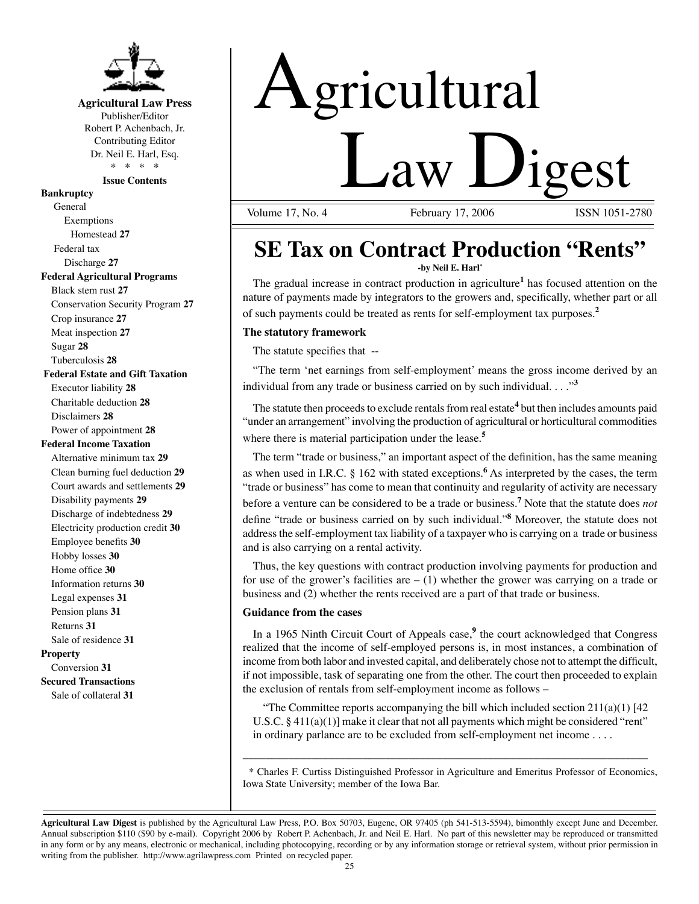**Agricultural Law Press**
Publisher/Editor
Robert P. Achenbach, Jr.
Contributing Editor
Dr. Neil E. Harl, Esq.
\* \* \* \*

**Issue Contents**

**Bankruptcy**
- General
  - Exemptions
    - Homestead **27**
- Federal tax
  - Discharge **27**

**Federal Agricultural Programs**
- Black stem rust **27**
- Conservation Security Program **27**
- Crop insurance **27**
- Meat inspection **27**
- Sugar **28**
- Tuberculosis **28**

**Federal Estate and Gift Taxation**
- Executor liability **28**
- Charitable deduction **28**
- Disclaimers **28**
- Power of appointment **28**

**Federal Income Taxation**
- Alternative minimum tax **29**
- Clean burning fuel deduction **29**
- Court awards and settlements **29**
- Disability payments **29**
- Discharge of indebtedness **29**
- Electricity production credit **30**
- Employee benefits **30**
- Hobby losses **30**
- Home office **30**
- Information returns **30**
- Legal expenses **31**
- Pension plans **31**
- Returns **31**
- Sale of residence **31**

**Property**
- Conversion **31**

**Secured Transactions**
- Sale of collateral **31**

# Agricultural Law Digest

Volume 17, No. 4 February 17, 2006 ISSN 1051-2780

## SE Tax on Contract Production "Rents"

**-by Neil E. Harl***

The gradual increase in contract production in agriculture[1] has focused attention on the nature of payments made by integrators to the growers and, specifically, whether part or all of such payments could be treated as rents for self-employment tax purposes.[2]

### The statutory framework

The statute specifies that --

"The term 'net earnings from self-employment' means the gross income derived by an individual from any trade or business carried on by such individual. . . ."[3]

The statute then proceeds to exclude rentals from real estate[4] but then includes amounts paid "under an arrangement" involving the production of agricultural or horticultural commodities where there is material participation under the lease.[5]

The term "trade or business," an important aspect of the definition, has the same meaning as when used in I.R.C. § 162 with stated exceptions.[6] As interpreted by the cases, the term "trade or business" has come to mean that continuity and regularity of activity are necessary before a venture can be considered to be a trade or business.[7] Note that the statute does *not* define "trade or business carried on by such individual."[8] Moreover, the statute does not address the self-employment tax liability of a taxpayer who is carrying on a trade or business and is also carrying on a rental activity.

Thus, the key questions with contract production involving payments for production and for use of the grower's facilities are – (1) whether the grower was carrying on a trade or business and (2) whether the rents received are a part of that trade or business.

### Guidance from the cases

In a 1965 Ninth Circuit Court of Appeals case,[9] the court acknowledged that Congress realized that the income of self-employed persons is, in most instances, a combination of income from both labor and invested capital, and deliberately chose not to attempt the difficult, if not impossible, task of separating one from the other. The court then proceeded to explain the exclusion of rentals from self-employment income as follows –

> "The Committee reports accompanying the bill which included section 211(a)(1) [42 U.S.C. § 411(a)(1)] make it clear that not all payments which might be considered "rent" in ordinary parlance are to be excluded from self-employment net income . . . .

\* Charles F. Curtiss Distinguished Professor in Agriculture and Emeritus Professor of Economics, Iowa State University; member of the Iowa Bar.

**Agricultural Law Digest** is published by the Agricultural Law Press, P.O. Box 50703, Eugene, OR 97405 (ph 541-513-5594), bimonthly except June and December. Annual subscription $110 ($90 by e-mail). Copyright 2006 by Robert P. Achenbach, Jr. and Neil E. Harl. No part of this newsletter may be reproduced or transmitted in any form or by any means, electronic or mechanical, including photocopying, recording or by any information storage or retrieval system, without prior permission in writing from the publisher. http://www.agrilawpress.com Printed on recycled paper.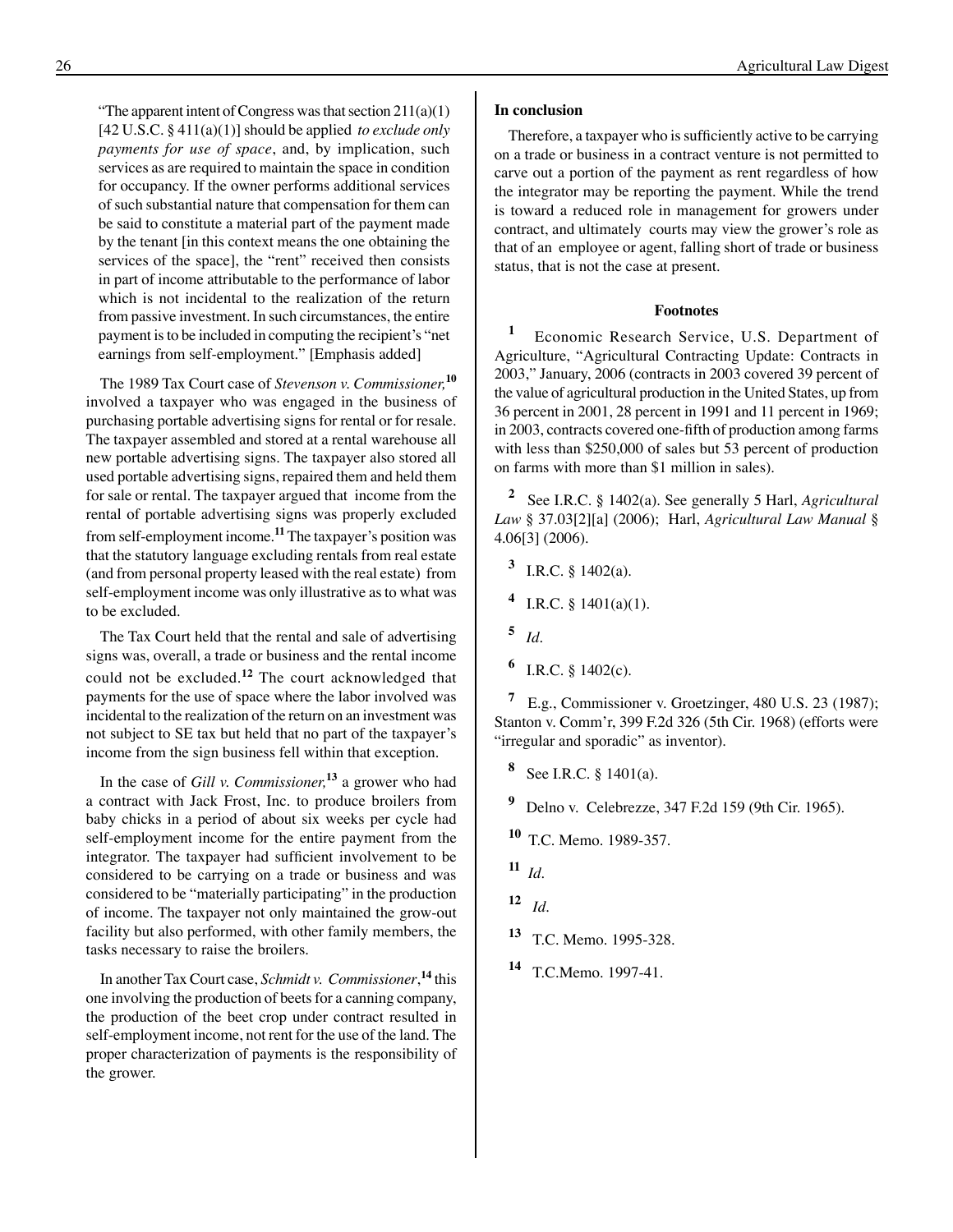"The apparent intent of Congress was that section 211(a)(1) [42 U.S.C. § 411(a)(1)] should be applied *to exclude only payments for use of space*, and, by implication, such services as are required to maintain the space in condition for occupancy. If the owner performs additional services of such substantial nature that compensation for them can be said to constitute a material part of the payment made by the tenant [in this context means the one obtaining the services of the space], the "rent" received then consists in part of income attributable to the performance of labor which is not incidental to the realization of the return from passive investment. In such circumstances, the entire payment is to be included in computing the recipient's "net earnings from self-employment." [Emphasis added]

The 1989 Tax Court case of *Stevenson v. Commissioner,*[10] involved a taxpayer who was engaged in the business of purchasing portable advertising signs for rental or for resale. The taxpayer assembled and stored at a rental warehouse all new portable advertising signs. The taxpayer also stored all used portable advertising signs, repaired them and held them for sale or rental. The taxpayer argued that income from the rental of portable advertising signs was properly excluded from self-employment income.[11] The taxpayer's position was that the statutory language excluding rentals from real estate (and from personal property leased with the real estate) from self-employment income was only illustrative as to what was to be excluded.

The Tax Court held that the rental and sale of advertising signs was, overall, a trade or business and the rental income could not be excluded.[12] The court acknowledged that payments for the use of space where the labor involved was incidental to the realization of the return on an investment was not subject to SE tax but held that no part of the taxpayer's income from the sign business fell within that exception.

In the case of *Gill v. Commissioner,*[13] a grower who had a contract with Jack Frost, Inc. to produce broilers from baby chicks in a period of about six weeks per cycle had self-employment income for the entire payment from the integrator. The taxpayer had sufficient involvement to be considered to be carrying on a trade or business and was considered to be "materially participating" in the production of income. The taxpayer not only maintained the grow-out facility but also performed, with other family members, the tasks necessary to raise the broilers.

In another Tax Court case, *Schmidt v. Commissioner*,[14] this one involving the production of beets for a canning company, the production of the beet crop under contract resulted in self-employment income, not rent for the use of the land. The proper characterization of payments is the responsibility of the grower.

**In conclusion**

Therefore, a taxpayer who is sufficiently active to be carrying on a trade or business in a contract venture is not permitted to carve out a portion of the payment as rent regardless of how the integrator may be reporting the payment. While the trend is toward a reduced role in management for growers under contract, and ultimately courts may view the grower's role as that of an employee or agent, falling short of trade or business status, that is not the case at present.

**Footnotes**

[1] Economic Research Service, U.S. Department of Agriculture, "Agricultural Contracting Update: Contracts in 2003," January, 2006 (contracts in 2003 covered 39 percent of the value of agricultural production in the United States, up from 36 percent in 2001, 28 percent in 1991 and 11 percent in 1969; in 2003, contracts covered one-fifth of production among farms with less than $250,000 of sales but 53 percent of production on farms with more than $1 million in sales).

[2] See I.R.C. § 1402(a). See generally 5 Harl, *Agricultural Law* § 37.03[2][a] (2006); Harl, *Agricultural Law Manual* § 4.06[3] (2006).

[3] I.R.C. § 1402(a).

[4] I.R.C. § 1401(a)(1).

[5] *Id*.

[6] I.R.C. § 1402(c).

[7] E.g., Commissioner v. Groetzinger, 480 U.S. 23 (1987); Stanton v. Comm'r, 399 F.2d 326 (5th Cir. 1968) (efforts were "irregular and sporadic" as inventor).

[8] See I.R.C. § 1401(a).

[9] Delno v. Celebrezze, 347 F.2d 159 (9th Cir. 1965).

[10] T.C. Memo. 1989-357.

[11] *Id*.

[12] *Id*.

[13] T.C. Memo. 1995-328.

[14] T.C.Memo. 1997-41.